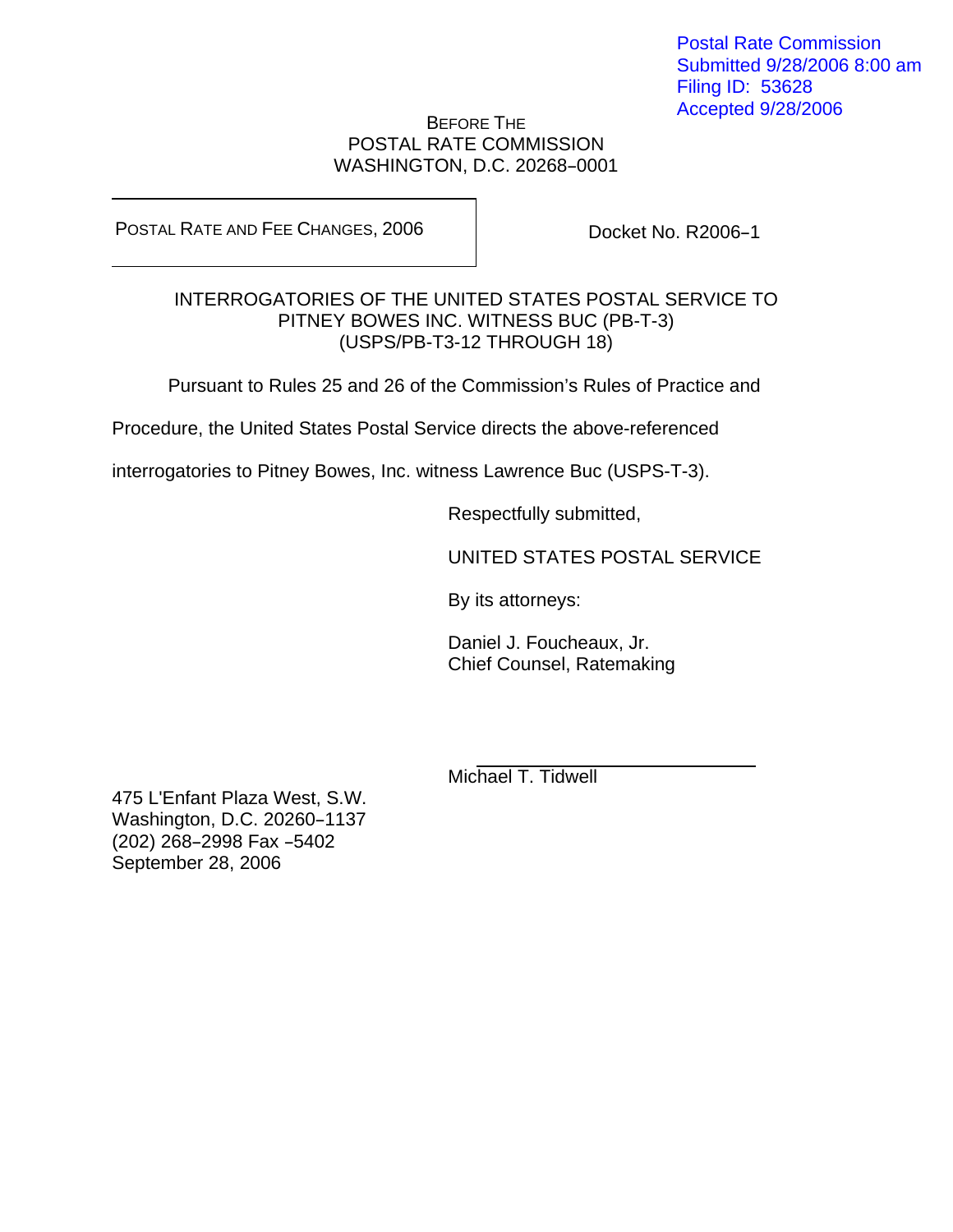Postal Rate Commission
Submitted 9/28/2006 8:00 am
Filing ID: 53628
Accepted 9/28/2006

BEFORE THE
POSTAL RATE COMMISSION
WASHINGTON, D.C. 20268–0001

| POSTAL RATE AND FEE CHANGES, 2006 | Docket No. R2006–1 |
|---|---|

INTERROGATORIES OF THE UNITED STATES POSTAL SERVICE TO
PITNEY BOWES INC. WITNESS BUC (PB-T-3)
(USPS/PB-T3-12 THROUGH 18)

Pursuant to Rules 25 and 26 of the Commission's Rules of Practice and Procedure, the United States Postal Service directs the above-referenced interrogatories to Pitney Bowes, Inc. witness Lawrence Buc (USPS-T-3).

Respectfully submitted,

UNITED STATES POSTAL SERVICE

By its attorneys:

Daniel J. Foucheaux, Jr.
Chief Counsel, Ratemaking

Michael T. Tidwell

475 L'Enfant Plaza West, S.W.
Washington, D.C. 20260–1137
(202) 268–2998 Fax –5402
September 28, 2006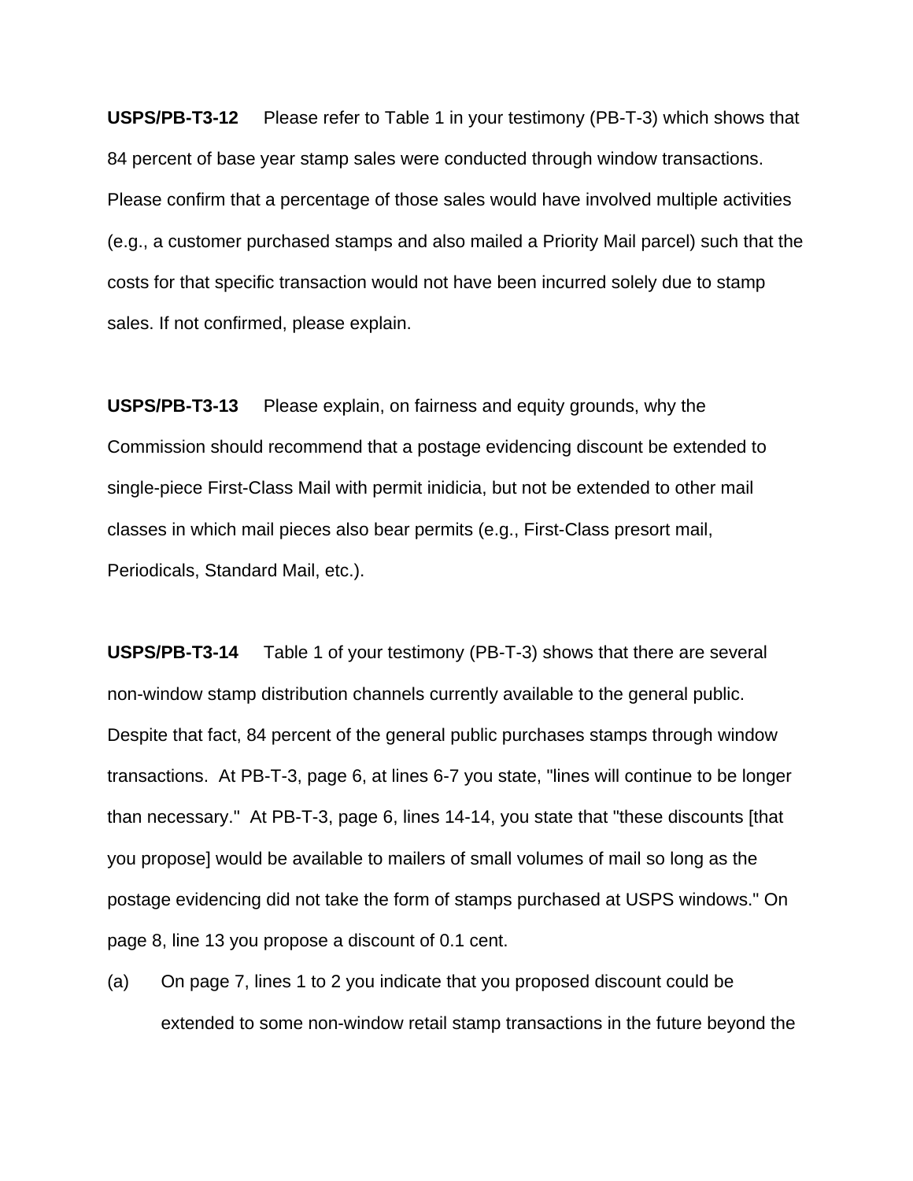**USPS/PB-T3-12** Please refer to Table 1 in your testimony (PB-T-3) which shows that 84 percent of base year stamp sales were conducted through window transactions. Please confirm that a percentage of those sales would have involved multiple activities (e.g., a customer purchased stamps and also mailed a Priority Mail parcel) such that the costs for that specific transaction would not have been incurred solely due to stamp sales. If not confirmed, please explain.

**USPS/PB-T3-13** Please explain, on fairness and equity grounds, why the Commission should recommend that a postage evidencing discount be extended to single-piece First-Class Mail with permit inidicia, but not be extended to other mail classes in which mail pieces also bear permits (e.g., First-Class presort mail, Periodicals, Standard Mail, etc.).

**USPS/PB-T3-14** Table 1 of your testimony (PB-T-3) shows that there are several non-window stamp distribution channels currently available to the general public. Despite that fact, 84 percent of the general public purchases stamps through window transactions. At PB-T-3, page 6, at lines 6-7 you state, "lines will continue to be longer than necessary." At PB-T-3, page 6, lines 14-14, you state that "these discounts [that you propose] would be available to mailers of small volumes of mail so long as the postage evidencing did not take the form of stamps purchased at USPS windows." On page 8, line 13 you propose a discount of 0.1 cent.

(a) On page 7, lines 1 to 2 you indicate that you proposed discount could be extended to some non-window retail stamp transactions in the future beyond the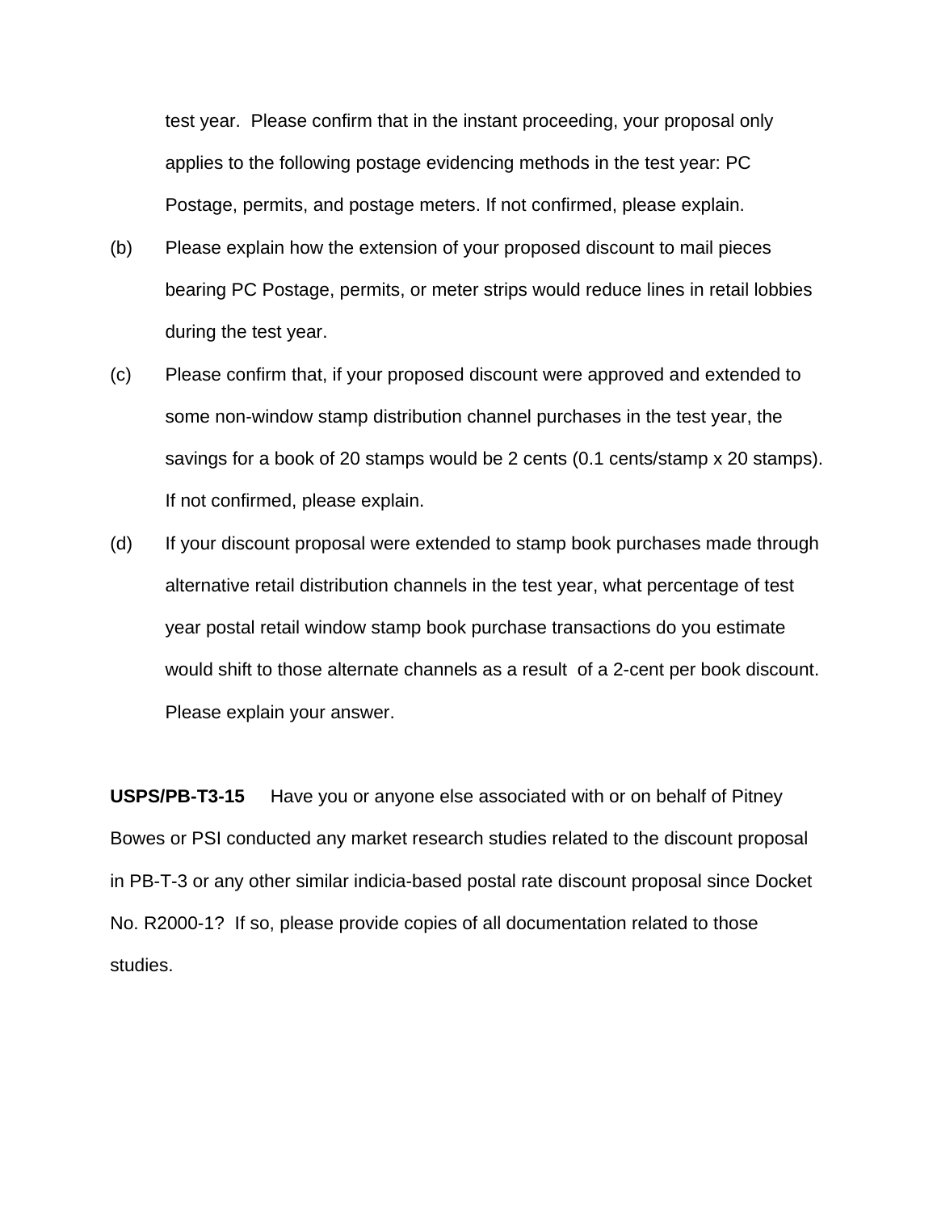test year. Please confirm that in the instant proceeding, your proposal only applies to the following postage evidencing methods in the test year: PC Postage, permits, and postage meters. If not confirmed, please explain.

(b) Please explain how the extension of your proposed discount to mail pieces bearing PC Postage, permits, or meter strips would reduce lines in retail lobbies during the test year.

(c) Please confirm that, if your proposed discount were approved and extended to some non-window stamp distribution channel purchases in the test year, the savings for a book of 20 stamps would be 2 cents (0.1 cents/stamp x 20 stamps). If not confirmed, please explain.

(d) If your discount proposal were extended to stamp book purchases made through alternative retail distribution channels in the test year, what percentage of test year postal retail window stamp book purchase transactions do you estimate would shift to those alternate channels as a result of a 2-cent per book discount. Please explain your answer.

**USPS/PB-T3-15** Have you or anyone else associated with or on behalf of Pitney Bowes or PSI conducted any market research studies related to the discount proposal in PB-T-3 or any other similar indicia-based postal rate discount proposal since Docket No. R2000-1? If so, please provide copies of all documentation related to those studies.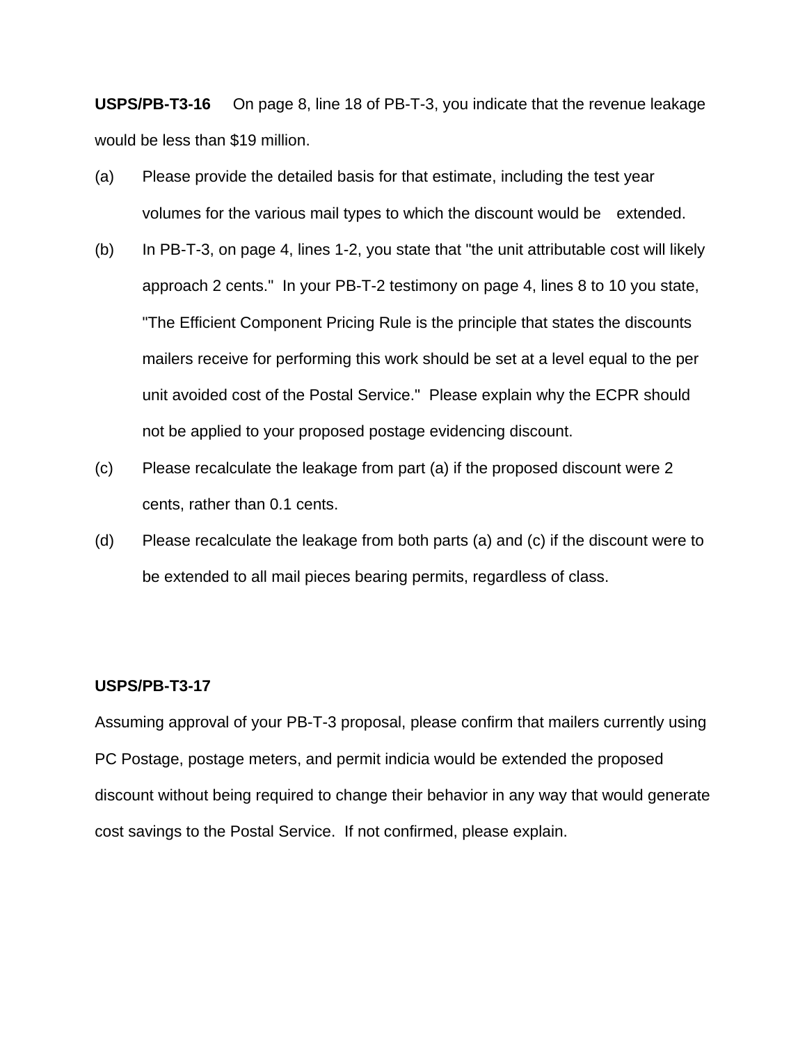**USPS/PB-T3-16** On page 8, line 18 of PB-T-3, you indicate that the revenue leakage would be less than $19 million.

(a) Please provide the detailed basis for that estimate, including the test year volumes for the various mail types to which the discount would be extended.

(b) In PB-T-3, on page 4, lines 1-2, you state that "the unit attributable cost will likely approach 2 cents." In your PB-T-2 testimony on page 4, lines 8 to 10 you state, "The Efficient Component Pricing Rule is the principle that states the discounts mailers receive for performing this work should be set at a level equal to the per unit avoided cost of the Postal Service." Please explain why the ECPR should not be applied to your proposed postage evidencing discount.

(c) Please recalculate the leakage from part (a) if the proposed discount were 2 cents, rather than 0.1 cents.

(d) Please recalculate the leakage from both parts (a) and (c) if the discount were to be extended to all mail pieces bearing permits, regardless of class.

**USPS/PB-T3-17**

Assuming approval of your PB-T-3 proposal, please confirm that mailers currently using PC Postage, postage meters, and permit indicia would be extended the proposed discount without being required to change their behavior in any way that would generate cost savings to the Postal Service. If not confirmed, please explain.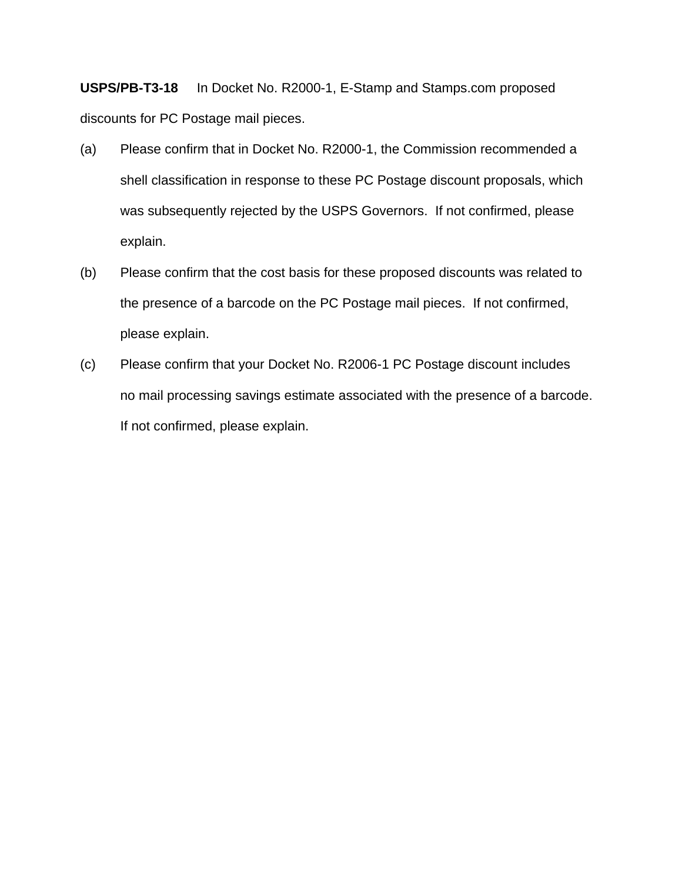**USPS/PB-T3-18** In Docket No. R2000-1, E-Stamp and Stamps.com proposed discounts for PC Postage mail pieces.

(a) Please confirm that in Docket No. R2000-1, the Commission recommended a shell classification in response to these PC Postage discount proposals, which was subsequently rejected by the USPS Governors. If not confirmed, please explain.

(b) Please confirm that the cost basis for these proposed discounts was related to the presence of a barcode on the PC Postage mail pieces. If not confirmed, please explain.

(c) Please confirm that your Docket No. R2006-1 PC Postage discount includes no mail processing savings estimate associated with the presence of a barcode. If not confirmed, please explain.